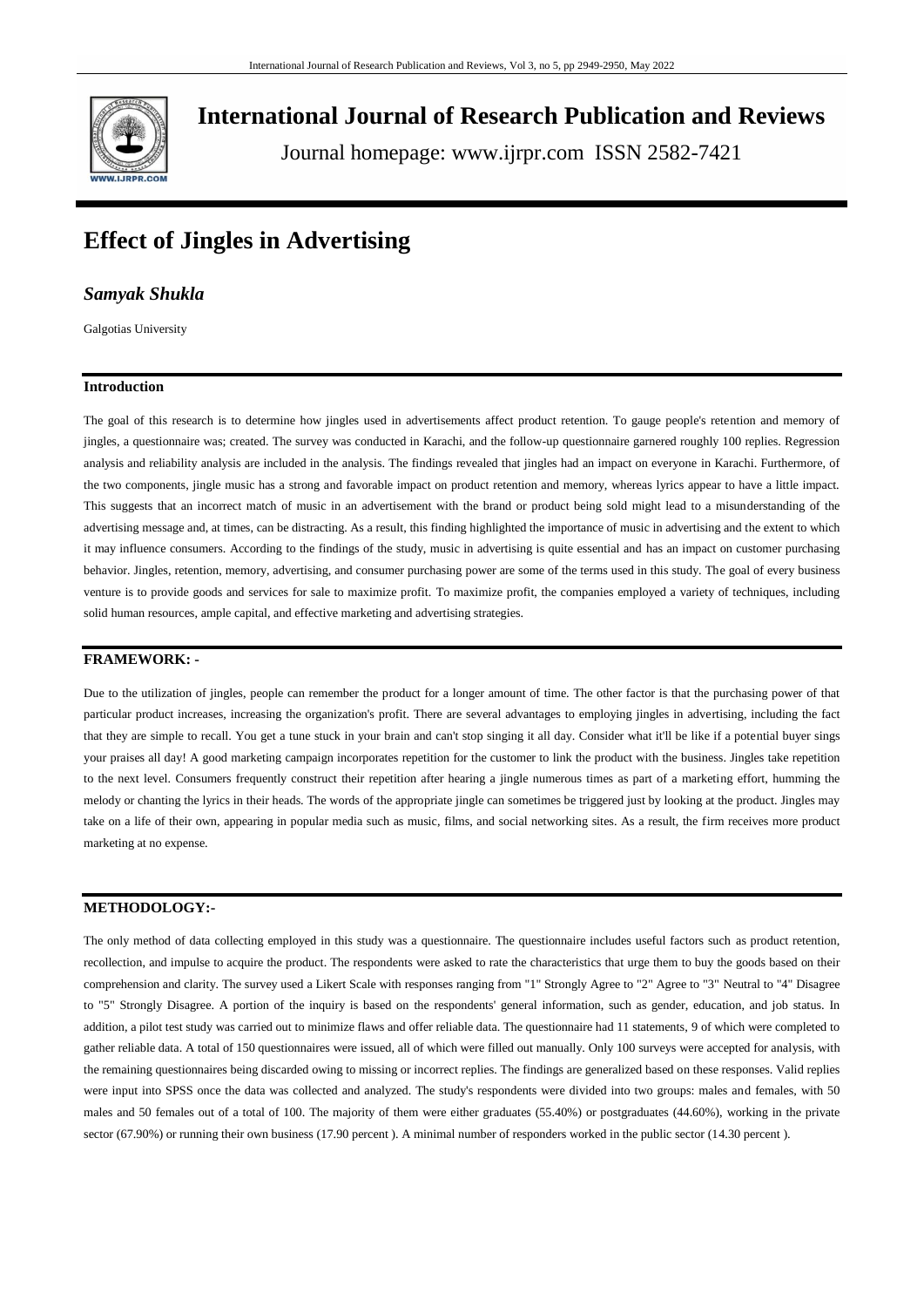# International Journal of Research Publication and Reviews

Journal homepage: www.ijrpr.com ISSN 2582-7421

# Effect of Jingles in Advertising

## *Samyak Shukla*

Galgotias University

### Introduction

The goal of this research is to determine how jingles used in advertisements affect product retention. To gauge people's retention and memory of jingles, a questionnaire was; created. The survey was conducted in Karachi, and the follow-up questionnaire garnered roughly 100 replies. Regression analysis and reliability analysis are included in the analysis. The findings revealed that jingles had an impact on everyone in Karachi. Furthermore, of the two components, jingle music has a strong and favorable impact on product retention and memory, whereas lyrics appear to have a little impact. This suggests that an incorrect match of music in an advertisement with the brand or product being sold might lead to a misunderstanding of the advertising message and, at times, can be distracting. As a result, this finding highlighted the importance of music in advertising and the extent to which it may influence consumers. According to the findings of the study, music in advertising is quite essential and has an impact on customer purchasing behavior. Jingles, retention, memory, advertising, and consumer purchasing power are some of the terms used in this study. The goal of every business venture is to provide goods and services for sale to maximize profit. To maximize profit, the companies employed a variety of techniques, including solid human resources, ample capital, and effective marketing and advertising strategies.

### FRAMEWORK: -

Due to the utilization of jingles, people can remember the product for a longer amount of time. The other factor is that the purchasing power of that particular product increases, increasing the organization's profit. There are several advantages to employing jingles in advertising, including the fact that they are simple to recall. You get a tune stuck in your brain and can't stop singing it all day. Consider what it'll be like if a potential buyer sings your praises all day! A good marketing campaign incorporates repetition for the customer to link the product with the business. Jingles take repetition to the next level. Consumers frequently construct their repetition after hearing a jingle numerous times as part of a marketing effort, humming the melody or chanting the lyrics in their heads. The words of the appropriate jingle can sometimes be triggered just by looking at the product. Jingles may take on a life of their own, appearing in popular media such as music, films, and social networking sites. As a result, the firm receives more product marketing at no expense.

### METHODOLOGY:-

The only method of data collecting employed in this study was a questionnaire. The questionnaire includes useful factors such as product retention, recollection, and impulse to acquire the product. The respondents were asked to rate the characteristics that urge them to buy the goods based on their comprehension and clarity. The survey used a Likert Scale with responses ranging from "1" Strongly Agree to "2" Agree to "3" Neutral to "4" Disagree to "5" Strongly Disagree. A portion of the inquiry is based on the respondents' general information, such as gender, education, and job status. In addition, a pilot test study was carried out to minimize flaws and offer reliable data. The questionnaire had 11 statements, 9 of which were completed to gather reliable data. A total of 150 questionnaires were issued, all of which were filled out manually. Only 100 surveys were accepted for analysis, with the remaining questionnaires being discarded owing to missing or incorrect replies. The findings are generalized based on these responses. Valid replies were input into SPSS once the data was collected and analyzed. The study's respondents were divided into two groups: males and females, with 50 males and 50 females out of a total of 100. The majority of them were either graduates (55.40%) or postgraduates (44.60%), working in the private sector (67.90%) or running their own business (17.90 percent ). A minimal number of responders worked in the public sector (14.30 percent ).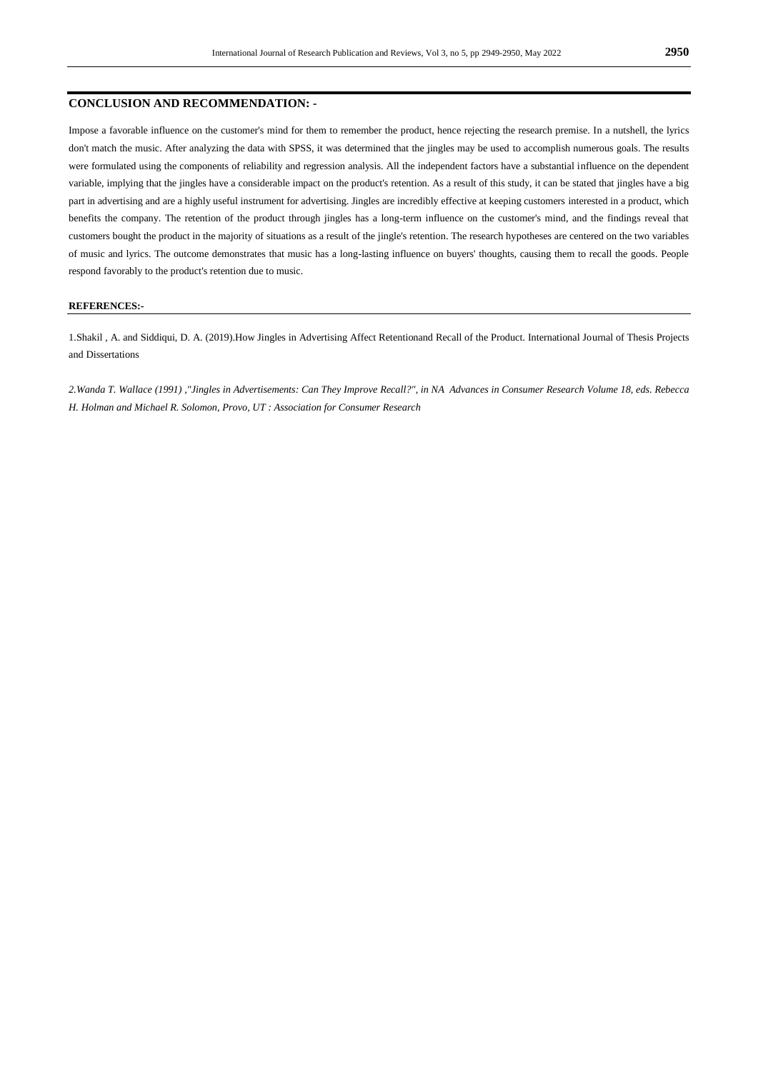## CONCLUSION AND RECOMMENDATION: -

Impose a favorable influence on the customer's mind for them to remember the product, hence rejecting the research premise. In a nutshell, the lyrics don't match the music. After analyzing the data with SPSS, it was determined that the jingles may be used to accomplish numerous goals. The results were formulated using the components of reliability and regression analysis. All the independent factors have a substantial influence on the dependent variable, implying that the jingles have a considerable impact on the product's retention. As a result of this study, it can be stated that jingles have a big part in advertising and are a highly useful instrument for advertising. Jingles are incredibly effective at keeping customers interested in a product, which benefits the company. The retention of the product through jingles has a long-term influence on the customer's mind, and the findings reveal that customers bought the product in the majority of situations as a result of the jingle's retention. The research hypotheses are centered on the two variables of music and lyrics. The outcome demonstrates that music has a long-lasting influence on buyers' thoughts, causing them to recall the goods. People respond favorably to the product's retention due to music.

### REFERENCES:-

1.Shakil , A. and Siddiqui, D. A. (2019).How Jingles in Advertising Affect Retentionand Recall of the Product. International Journal of Thesis Projects and Dissertations

*2.Wanda T. Wallace (1991) ,"Jingles in Advertisements: Can They Improve Recall?", in NA Advances in Consumer Research Volume 18, eds. Rebecca H. Holman and Michael R. Solomon, Provo, UT : Association for Consumer Research*